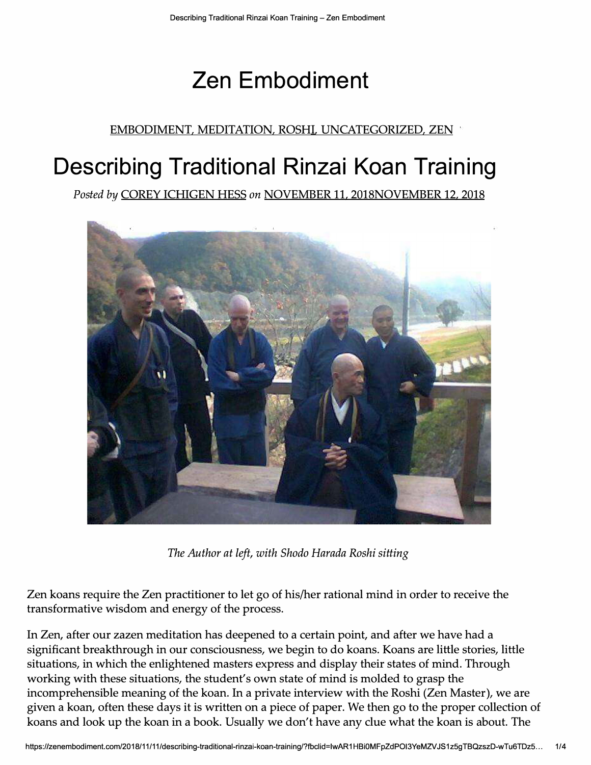# Zen Embodiment

EMBODIMENT, MEDITATION, ROSHI, UNCATEGORIZED, ZEN

# Describing Traditional Rinzai Koan Training

*Posted by* COREY ICHIGEN HESS *on* NOVEMBER 11, 2018NOVEMBER 12, 2018

*The Author at left, with Shodo Harada Roshi sitting*

Zen koans require the Zen practitioner to let go of his/her rational mind in order to receive the transformative wisdom and energy of the process.

In Zen, after our zazen meditation has deepened to a certain point, and after we have had a significant breakthrough in our consciousness, we begin to do koans. Koans are little stories, little situations, in which the enlightened masters express and display their states of mind. Through working with these situations, the student's own state of mind is molded to grasp the incomprehensible meaning of the koan. In a private interview with the Roshi (Zen Master), we are given a koan, often these days it is written on a piece of paper. We then go to the proper collection of koans and look up the koan in a book. Usually we don't have any clue what the koan is about. The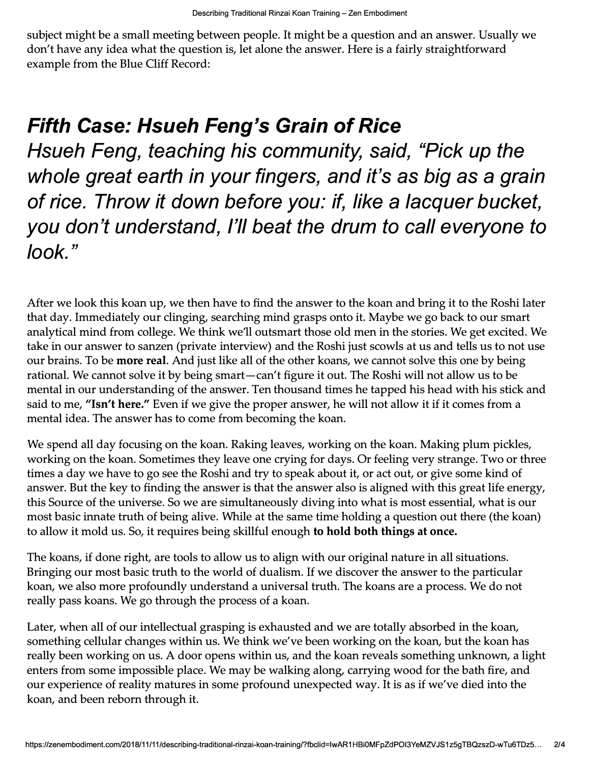subject might be a small meeting between people. It might be a question and an answer. Usually we don't have any idea what the question is, let alone the answer. Here is a fairly straightforward example from the Blue Cliff Record:

## *Fifth Case: Hsueh Feng's Grain of Rice*

## *Hsueh Feng, teaching his community, said, "Pick up the whole great earth in your fingers, and it's as big as a grain of rice. Throw it down before you: if, like a lacquer bucket, you don't understand, I'll beat the drum to call everyone to look."*

After we look this koan up, we then have to find the answer to the koan and bring it to the Roshi later that day. Immediately our clinging, searching mind grasps onto it. Maybe we go back to our smart analytical mind from college. We think we'll outsmart those old men in the stories. We get excited. We take in our answer to sanzen (private interview) and the Roshi just scowls at us and tells us to not use our brains. To be **more real**. And just like all of the other koans, we cannot solve this one by being rational. We cannot solve it by being smart—can't figure it out. The Roshi will not allow us to be mental in our understanding of the answer. Ten thousand times he tapped his head with his stick and said to me, **"Isn't here."** Even if we give the proper answer, he will not allow it if it comes from a mental idea. The answer has to come from becoming the koan.

We spend all day focusing on the koan. Raking leaves, working on the koan. Making plum pickles, working on the koan. Sometimes they leave one crying for days. Or feeling very strange. Two or three times a day we have to go see the Roshi and try to speak about it, or act out, or give some kind of answer. But the key to finding the answer is that the answer also is aligned with this great life energy, this Source of the universe. So we are simultaneously diving into what is most essential, what is our most basic innate truth of being alive. While at the same time holding a question out there (the koan) to allow it mold us. So, it requires being skillful enough **to hold both things at once.**

The koans, if done right, are tools to allow us to align with our original nature in all situations. Bringing our most basic truth to the world of dualism. If we discover the answer to the particular koan, we also more profoundly understand a universal truth. The koans are a process. We do not really pass koans. We go through the process of a koan.

Later, when all of our intellectual grasping is exhausted and we are totally absorbed in the koan, something cellular changes within us. We think we've been working on the koan, but the koan has really been working on us. A door opens within us, and the koan reveals something unknown, a light enters from some impossible place. We may be walking along, carrying wood for the bath fire, and our experience of reality matures in some profound unexpected way. It is as if we've died into the koan, and been reborn through it.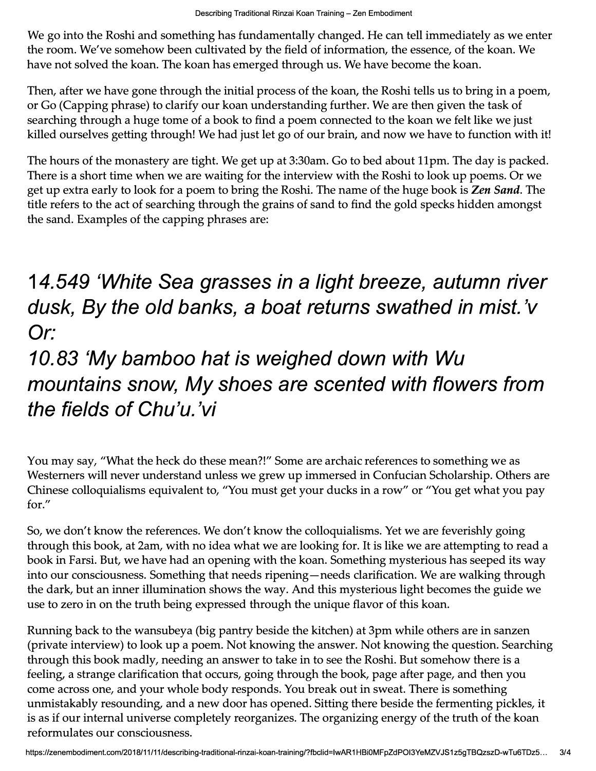We go into the Roshi and something has fundamentally changed. He can tell immediately as we enter the room. We've somehow been cultivated by the field of information, the essence, of the koan. We have not solved the koan. The koan has emerged through us. We have become the koan.

Then, after we have gone through the initial process of the koan, the Roshi tells us to bring in a poem, or Go (Capping phrase) to clarify our koan understanding further. We are then given the task of searching through a huge tome of a book to find a poem connected to the koan we felt like we just killed ourselves getting through! We had just let go of our brain, and now we have to function with it!

The hours of the monastery are tight. We get up at 3:30am. Go to bed about 11pm. The day is packed. There is a short time when we are waiting for the interview with the Roshi to look up poems. Or we get up extra early to look for a poem to bring the Roshi. The name of the huge book is ***Zen Sand***. The title refers to the act of searching through the grains of sand to find the gold specks hidden amongst the sand. Examples of the capping phrases are:

## *14.549 'White Sea grasses in a light breeze, autumn river dusk, By the old banks, a boat returns swathed in mist.'v Or:*
## *10.83 'My bamboo hat is weighed down with Wu mountains snow, My shoes are scented with flowers from the fields of Chu'u.'vi*

You may say, "What the heck do these mean?!" Some are archaic references to something we as Westerners will never understand unless we grew up immersed in Confucian Scholarship. Others are Chinese colloquialisms equivalent to, "You must get your ducks in a row" or "You get what you pay for."

So, we don't know the references. We don't know the colloquialisms. Yet we are feverishly going through this book, at 2am, with no idea what we are looking for. It is like we are attempting to read a book in Farsi. But, we have had an opening with the koan. Something mysterious has seeped its way into our consciousness. Something that needs ripening—needs clarification. We are walking through the dark, but an inner illumination shows the way. And this mysterious light becomes the guide we use to zero in on the truth being expressed through the unique flavor of this koan.

Running back to the wansubeya (big pantry beside the kitchen) at 3pm while others are in sanzen (private interview) to look up a poem. Not knowing the answer. Not knowing the question. Searching through this book madly, needing an answer to take in to see the Roshi. But somehow there is a feeling, a strange clarification that occurs, going through the book, page after page, and then you come across one, and your whole body responds. You break out in sweat. There is something unmistakably resounding, and a new door has opened. Sitting there beside the fermenting pickles, it is as if our internal universe completely reorganizes. The organizing energy of the truth of the koan reformulates our consciousness.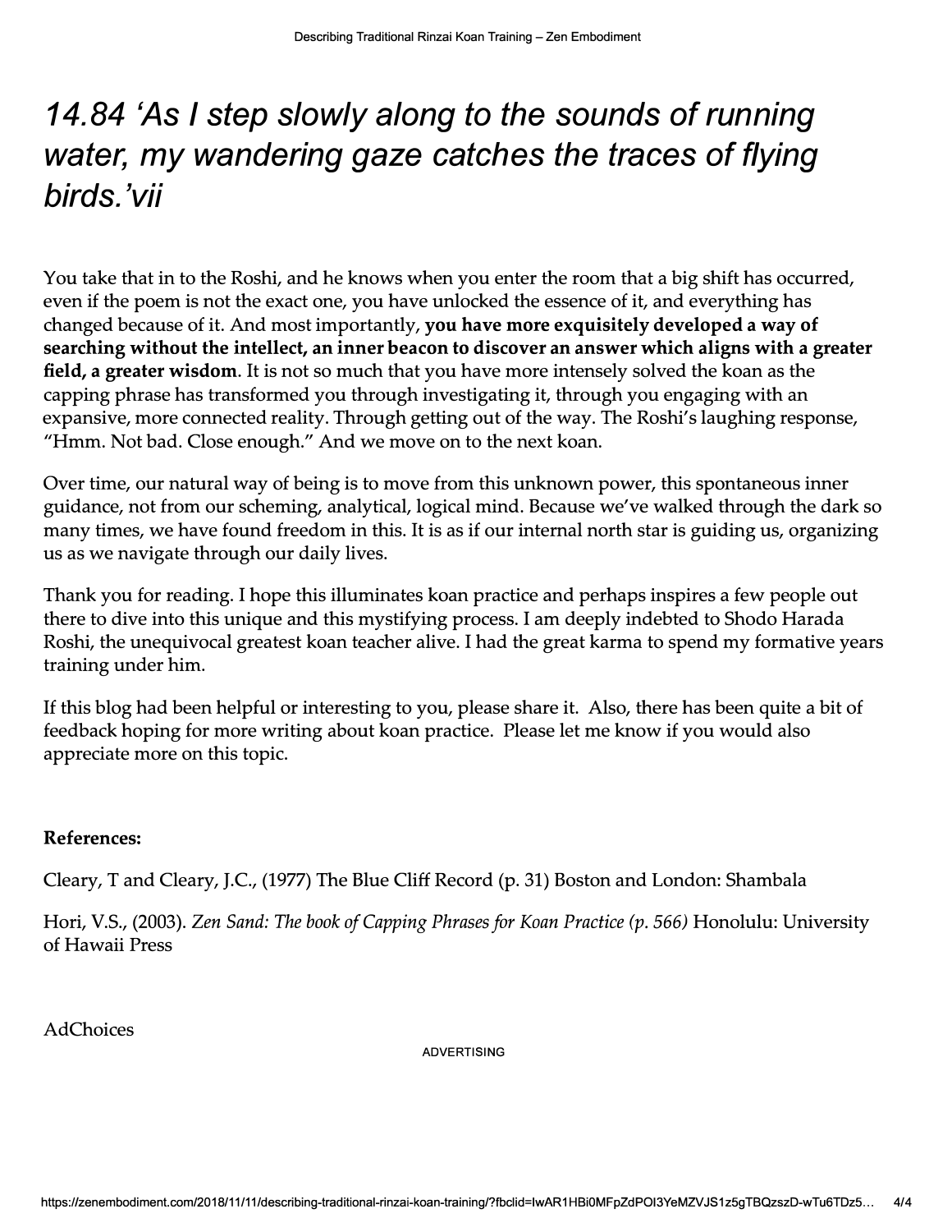## *14.84 'As I step slowly along to the sounds of running water, my wandering gaze catches the traces of flying birds.'vii*

You take that in to the Roshi, and he knows when you enter the room that a big shift has occurred, even if the poem is not the exact one, you have unlocked the essence of it, and everything has changed because of it. And most importantly, **you have more exquisitely developed a way of searching without the intellect, an inner beacon to discover an answer which aligns with a greater field, a greater wisdom**. It is not so much that you have more intensely solved the koan as the capping phrase has transformed you through investigating it, through you engaging with an expansive, more connected reality. Through getting out of the way. The Roshi's laughing response, "Hmm. Not bad. Close enough." And we move on to the next koan.

Over time, our natural way of being is to move from this unknown power, this spontaneous inner guidance, not from our scheming, analytical, logical mind. Because we've walked through the dark so many times, we have found freedom in this. It is as if our internal north star is guiding us, organizing us as we navigate through our daily lives.

Thank you for reading. I hope this illuminates koan practice and perhaps inspires a few people out there to dive into this unique and this mystifying process. I am deeply indebted to Shodo Harada Roshi, the unequivocal greatest koan teacher alive. I had the great karma to spend my formative years training under him.

If this blog had been helpful or interesting to you, please share it. Also, there has been quite a bit of feedback hoping for more writing about koan practice. Please let me know if you would also appreciate more on this topic.

**References:**

Cleary, T and Cleary, J.C., (1977) The Blue Cliff Record (p. 31) Boston and London: Shambala

Hori, V.S., (2003). *Zen Sand: The book of Capping Phrases for Koan Practice (p. 566)* Honolulu: University of Hawaii Press

AdChoices

ADVERTISING